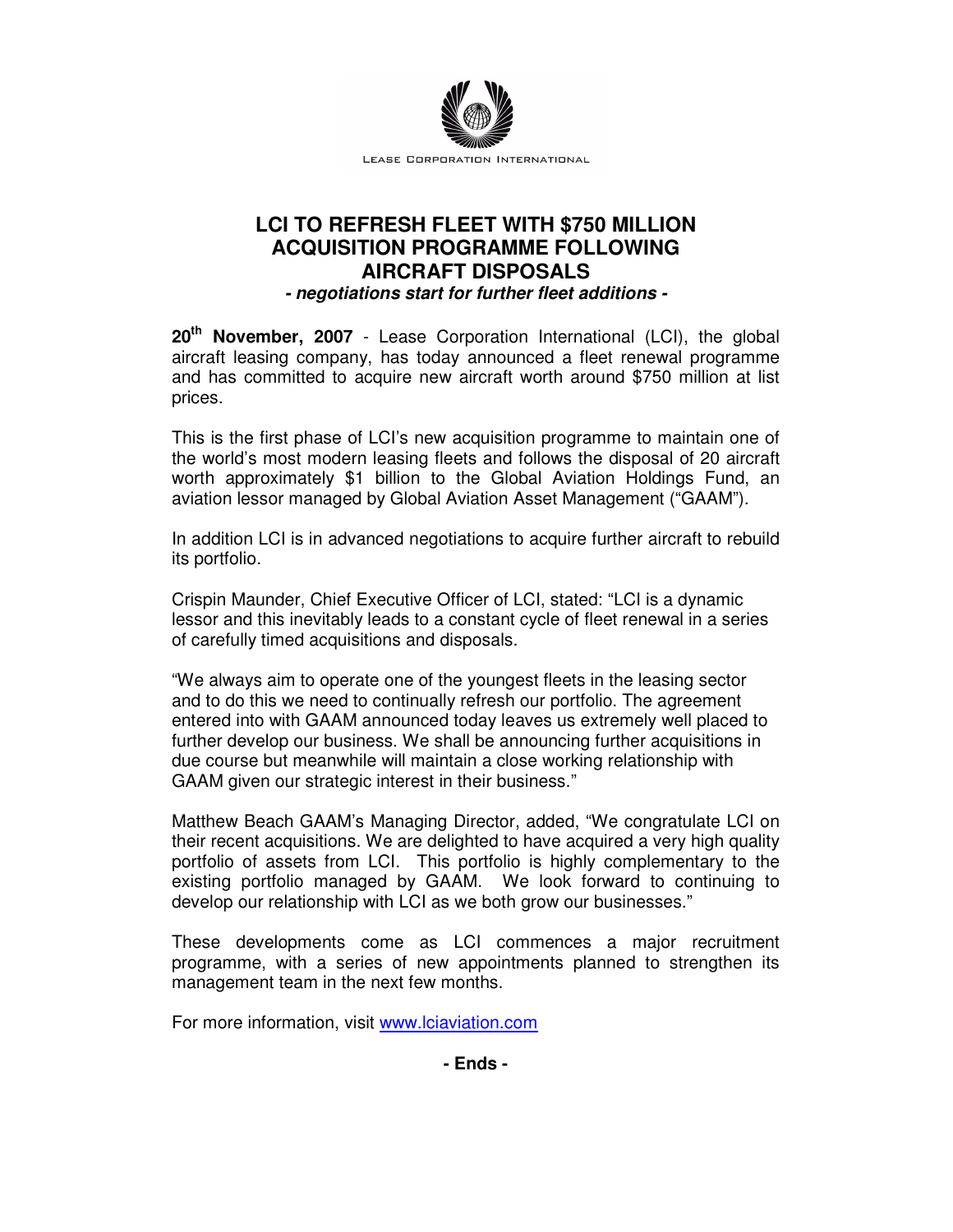Lease Corporation International

# LCI TO REFRESH FLEET WITH $750 MILLION ACQUISITION PROGRAMME FOLLOWING AIRCRAFT DISPOSALS

***- negotiations start for further fleet additions -***

**20th November, 2007** - Lease Corporation International (LCI), the global aircraft leasing company, has today announced a fleet renewal programme and has committed to acquire new aircraft worth around $750 million at list prices.

This is the first phase of LCI's new acquisition programme to maintain one of the world's most modern leasing fleets and follows the disposal of 20 aircraft worth approximately $1 billion to the Global Aviation Holdings Fund, an aviation lessor managed by Global Aviation Asset Management ("GAAM").

In addition LCI is in advanced negotiations to acquire further aircraft to rebuild its portfolio.

Crispin Maunder, Chief Executive Officer of LCI, stated: "LCI is a dynamic lessor and this inevitably leads to a constant cycle of fleet renewal in a series of carefully timed acquisitions and disposals.

"We always aim to operate one of the youngest fleets in the leasing sector and to do this we need to continually refresh our portfolio. The agreement entered into with GAAM announced today leaves us extremely well placed to further develop our business. We shall be announcing further acquisitions in due course but meanwhile will maintain a close working relationship with GAAM given our strategic interest in their business."

Matthew Beach GAAM's Managing Director, added, "We congratulate LCI on their recent acquisitions. We are delighted to have acquired a very high quality portfolio of assets from LCI. This portfolio is highly complementary to the existing portfolio managed by GAAM. We look forward to continuing to develop our relationship with LCI as we both grow our businesses."

These developments come as LCI commences a major recruitment programme, with a series of new appointments planned to strengthen its management team in the next few months.

For more information, visit www.lciaviation.com

**- Ends -**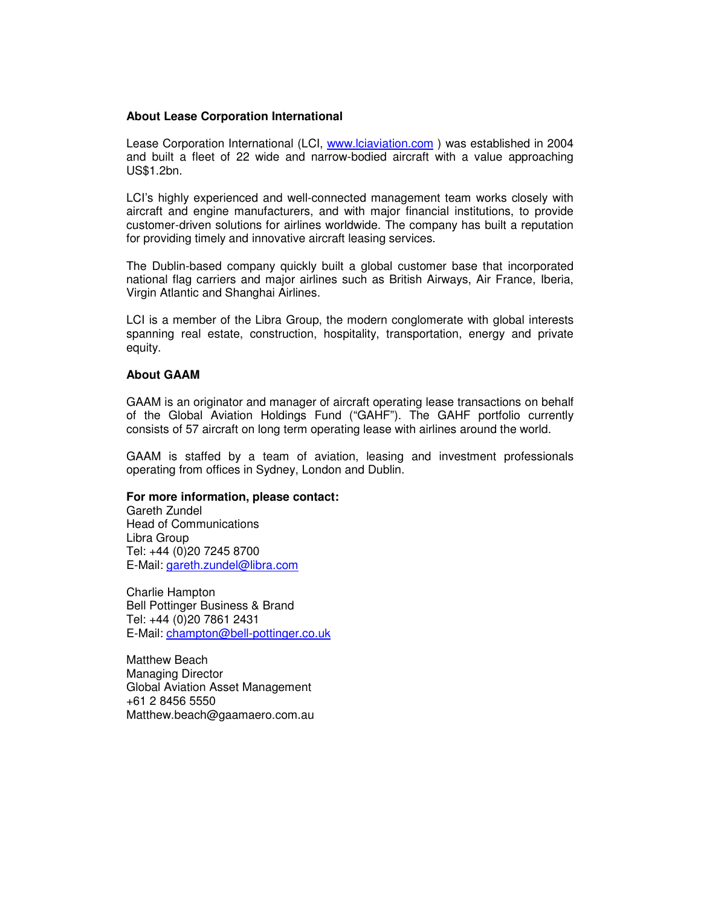**About Lease Corporation International**

Lease Corporation International (LCI, www.lciaviation.com ) was established in 2004 and built a fleet of 22 wide and narrow-bodied aircraft with a value approaching US$1.2bn.

LCI's highly experienced and well-connected management team works closely with aircraft and engine manufacturers, and with major financial institutions, to provide customer-driven solutions for airlines worldwide. The company has built a reputation for providing timely and innovative aircraft leasing services.

The Dublin-based company quickly built a global customer base that incorporated national flag carriers and major airlines such as British Airways, Air France, Iberia, Virgin Atlantic and Shanghai Airlines.

LCI is a member of the Libra Group, the modern conglomerate with global interests spanning real estate, construction, hospitality, transportation, energy and private equity.

**About GAAM**

GAAM is an originator and manager of aircraft operating lease transactions on behalf of the Global Aviation Holdings Fund ("GAHF"). The GAHF portfolio currently consists of 57 aircraft on long term operating lease with airlines around the world.

GAAM is staffed by a team of aviation, leasing and investment professionals operating from offices in Sydney, London and Dublin.

**For more information, please contact:**
Gareth Zundel
Head of Communications
Libra Group
Tel: +44 (0)20 7245 8700
E-Mail: gareth.zundel@libra.com

Charlie Hampton
Bell Pottinger Business & Brand
Tel: +44 (0)20 7861 2431
E-Mail: champton@bell-pottinger.co.uk

Matthew Beach
Managing Director
Global Aviation Asset Management
+61 2 8456 5550
Matthew.beach@gaamaero.com.au